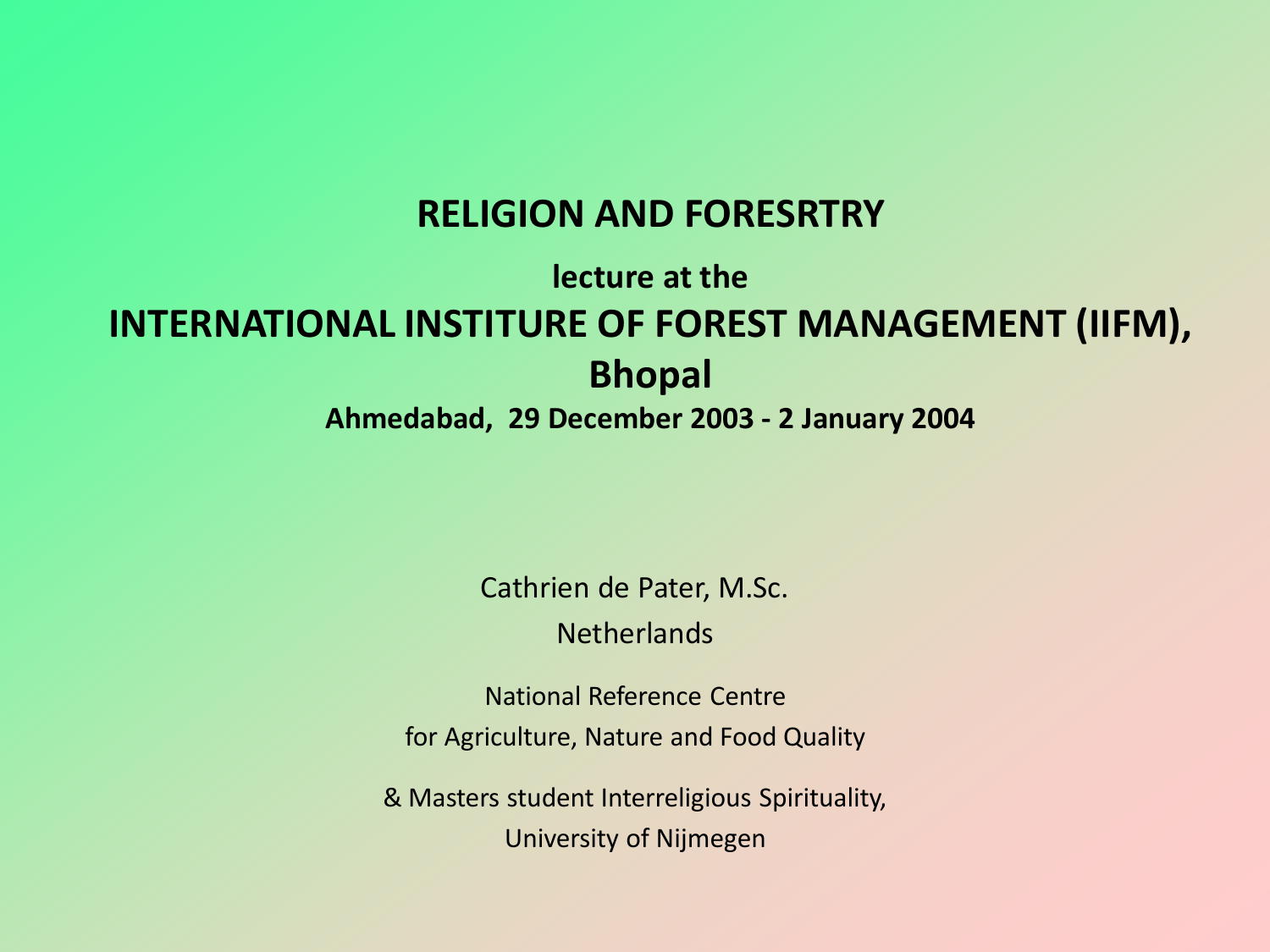# RELIGION AND FORESRTRY

**lecture at the**

## INTERNATIONAL INSTITUTE OF FOREST MANAGEMENT (IIFM), Bhopal

**Ahmedabad, 29 December 2003 - 2 January 2004**

Cathrien de Pater, M.Sc.

Netherlands

National Reference Centre

for Agriculture, Nature and Food Quality

& Masters student Interreligious Spirituality,

University of Nijmegen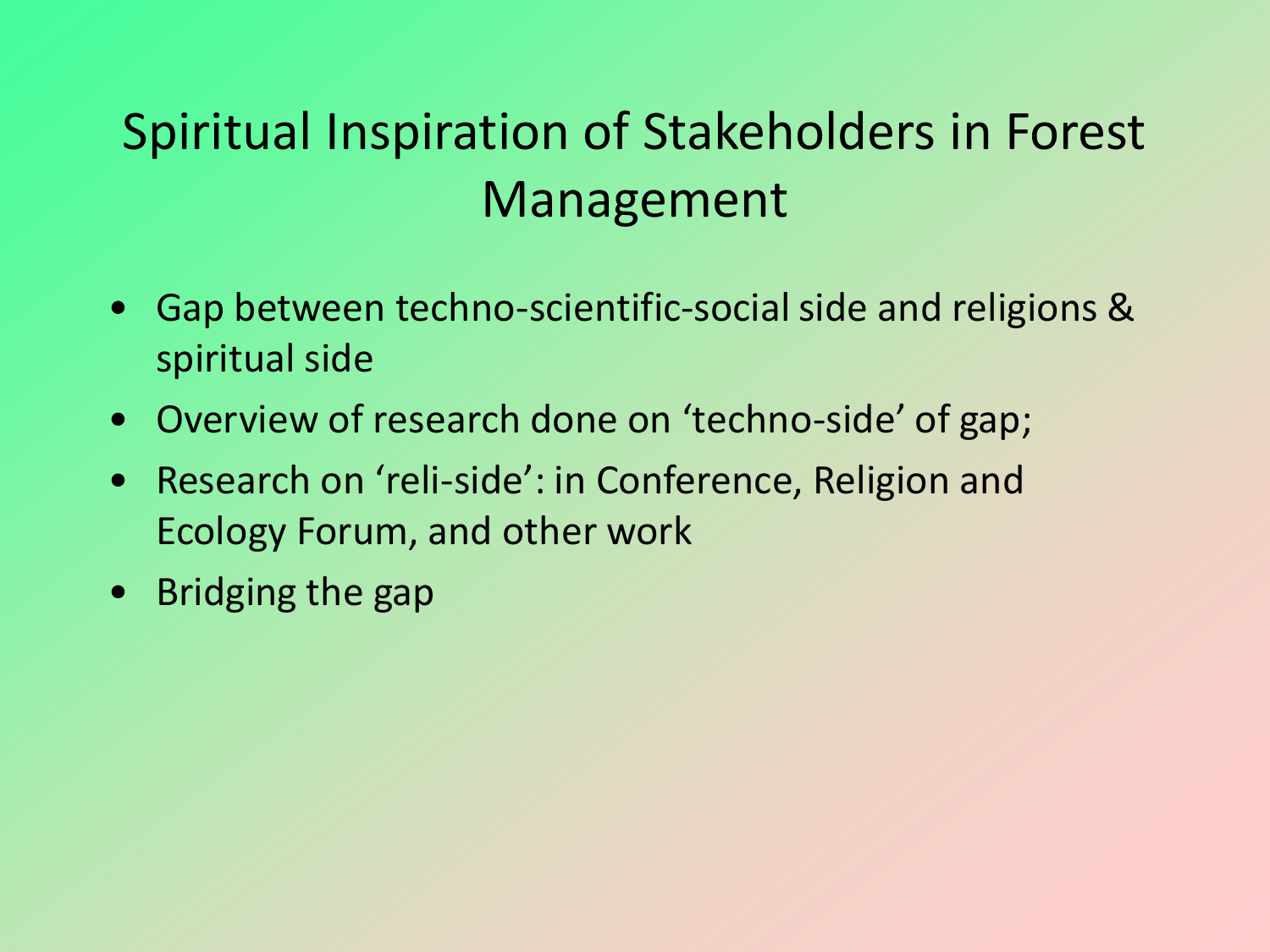# Spiritual Inspiration of Stakeholders in Forest Management

- Gap between techno-scientific-social side and religions & spiritual side
- Overview of research done on 'techno-side' of gap;
- Research on 'reli-side': in Conference, Religion and Ecology Forum, and other work
- Bridging the gap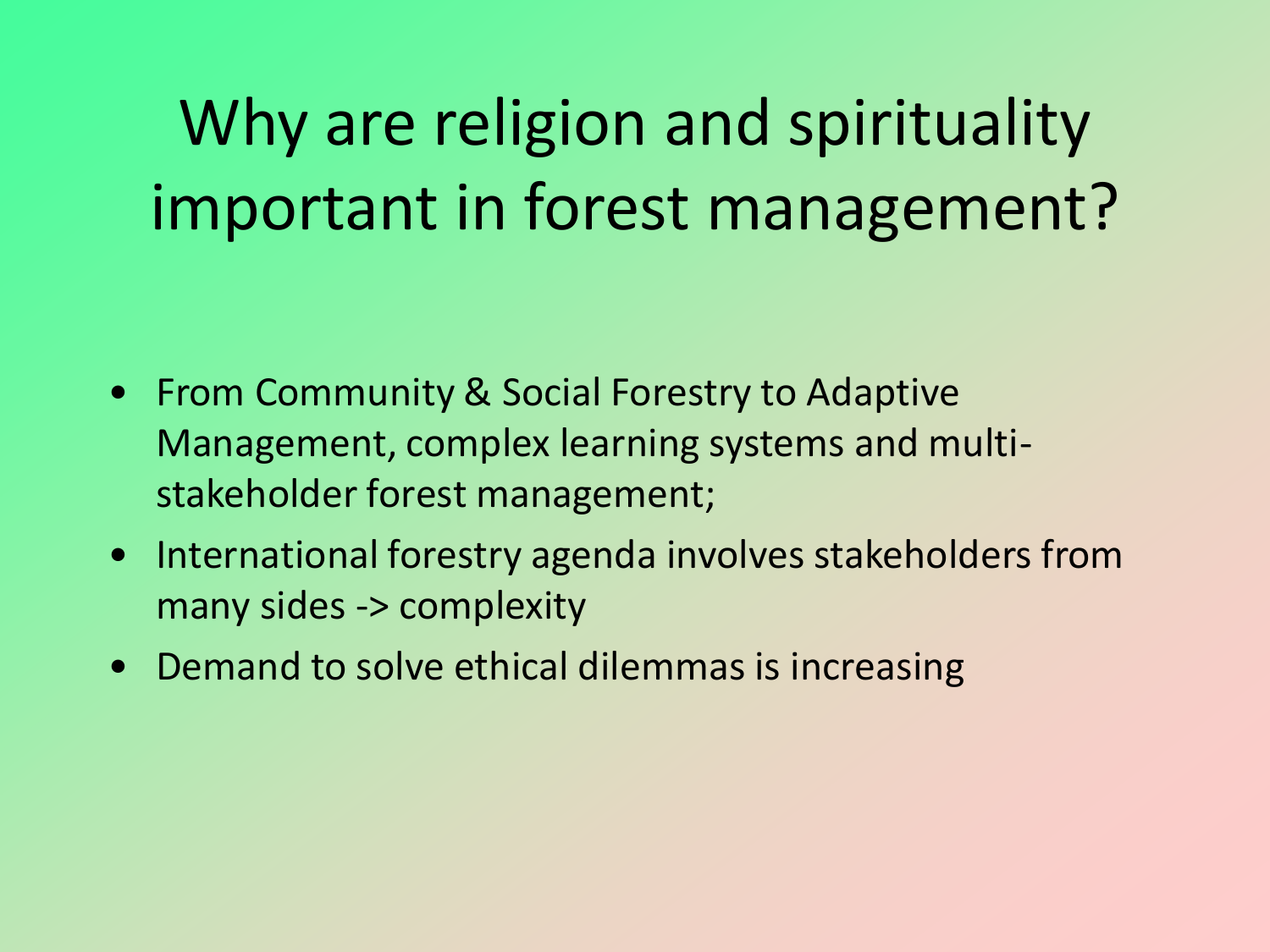# Why are religion and spirituality important in forest management?

- From Community & Social Forestry to Adaptive Management, complex learning systems and multi-stakeholder forest management;
- International forestry agenda involves stakeholders from many sides -> complexity
- Demand to solve ethical dilemmas is increasing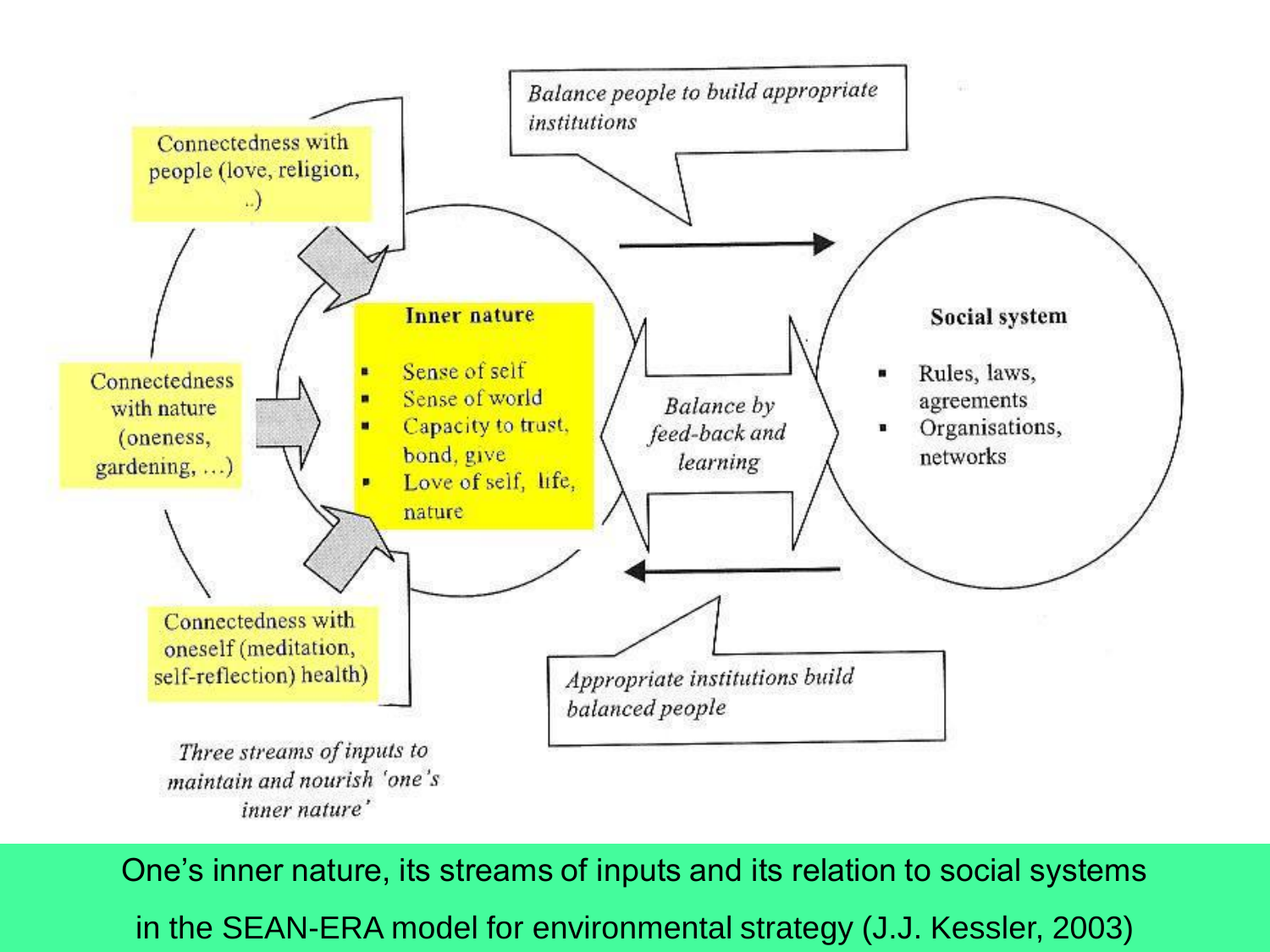Connectedness with people (love, religion, ..)

Connectedness with nature (oneness, gardening, …)

Connectedness with oneself (meditation, self-reflection) health)

*Three streams of inputs to maintain and nourish 'one's inner nature'*

**Inner nature**

- Sense of self
- Sense of world
- Capacity to trust, bond, give
- Love of self, life, nature

*Balance people to build appropriate institutions*

*Balance by feed-back and learning*

*Appropriate institutions build balanced people*

**Social system**

- Rules, laws, agreements
- Organisations, networks

One's inner nature, its streams of inputs and its relation to social systems in the SEAN-ERA model for environmental strategy (J.J. Kessler, 2003)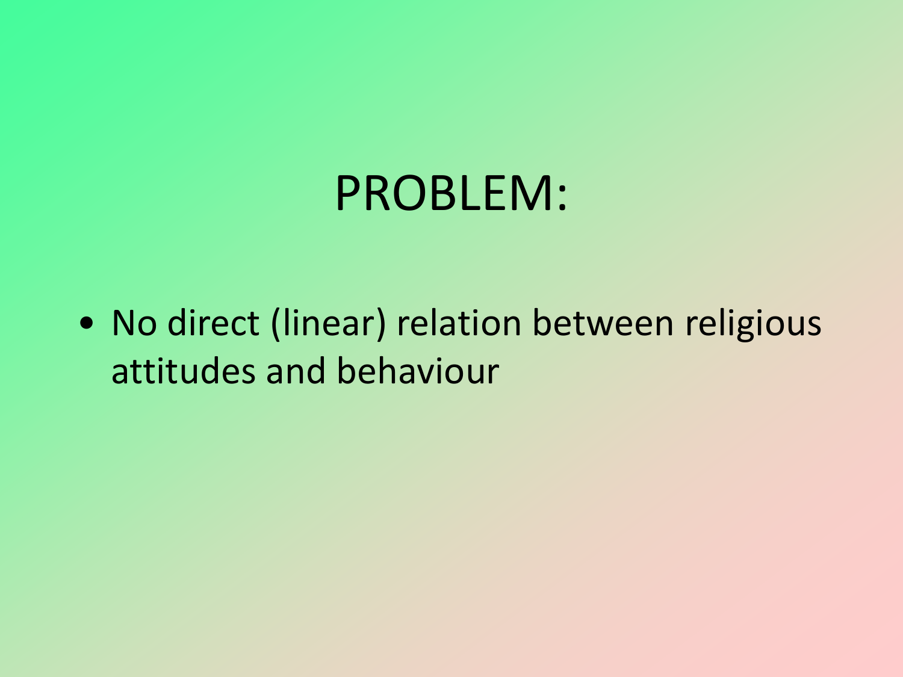# PROBLEM:

- No direct (linear) relation between religious attitudes and behaviour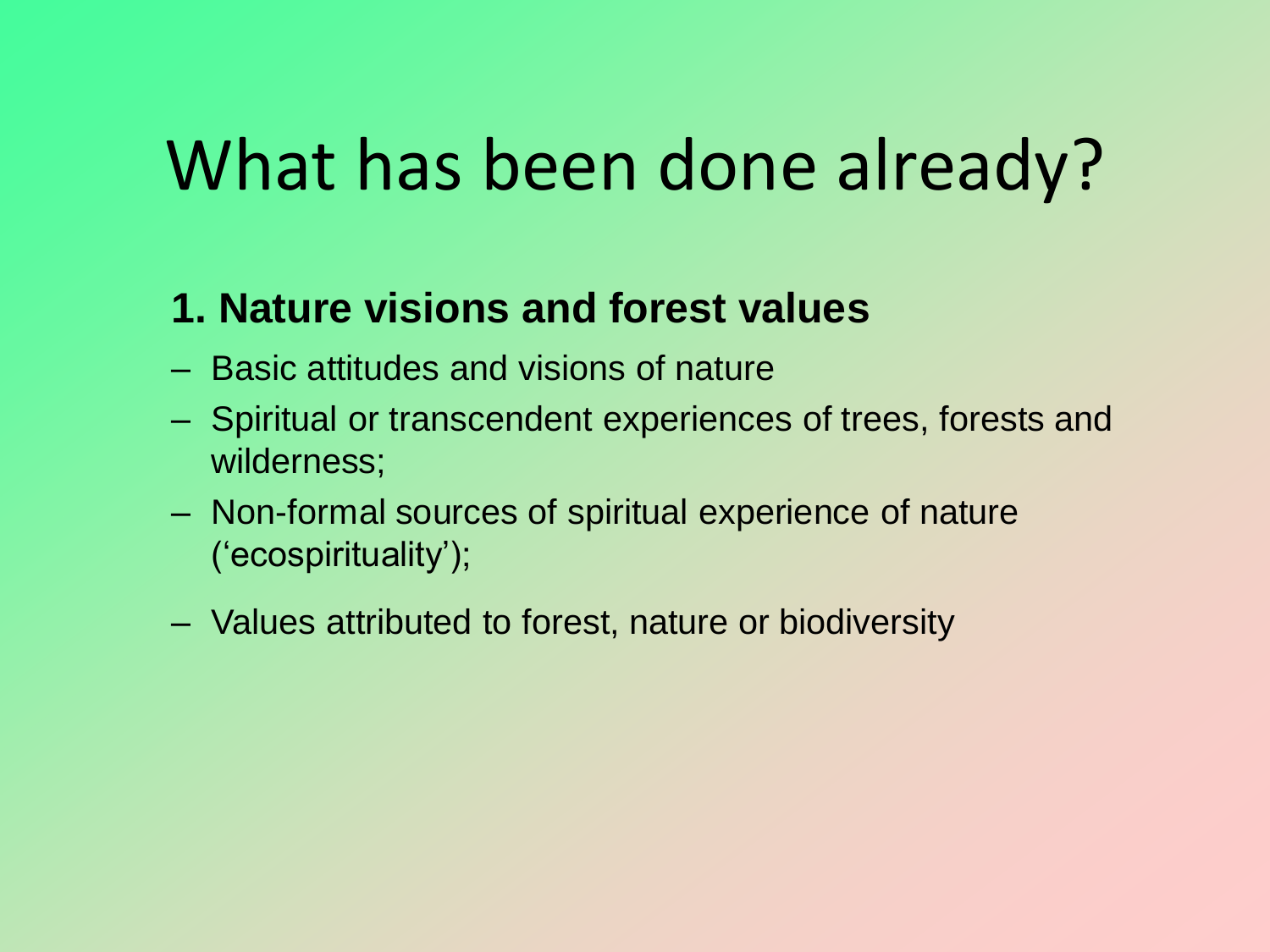# What has been done already?

## 1. Nature visions and forest values

- Basic attitudes and visions of nature
- Spiritual or transcendent experiences of trees, forests and wilderness;
- Non-formal sources of spiritual experience of nature (‘ecospirituality’);
- Values attributed to forest, nature or biodiversity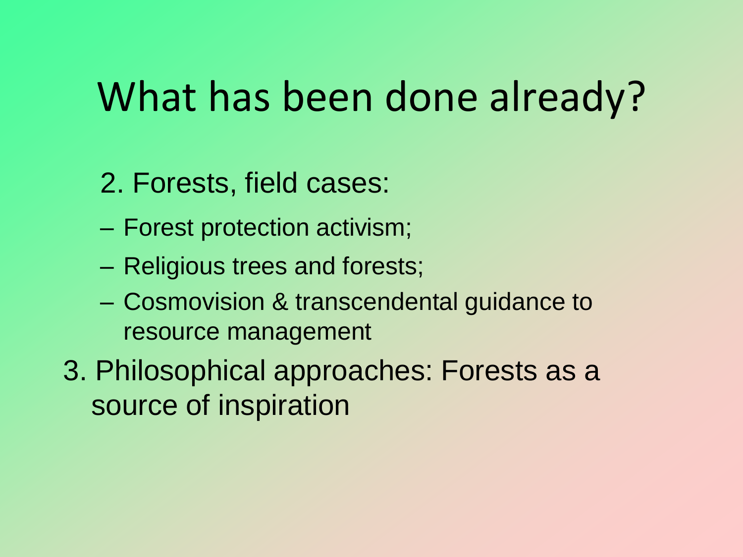# What has been done already?

2. Forests, field cases:

- Forest protection activism;
- Religious trees and forests;
- Cosmovision & transcendental guidance to resource management

3. Philosophical approaches: Forests as a source of inspiration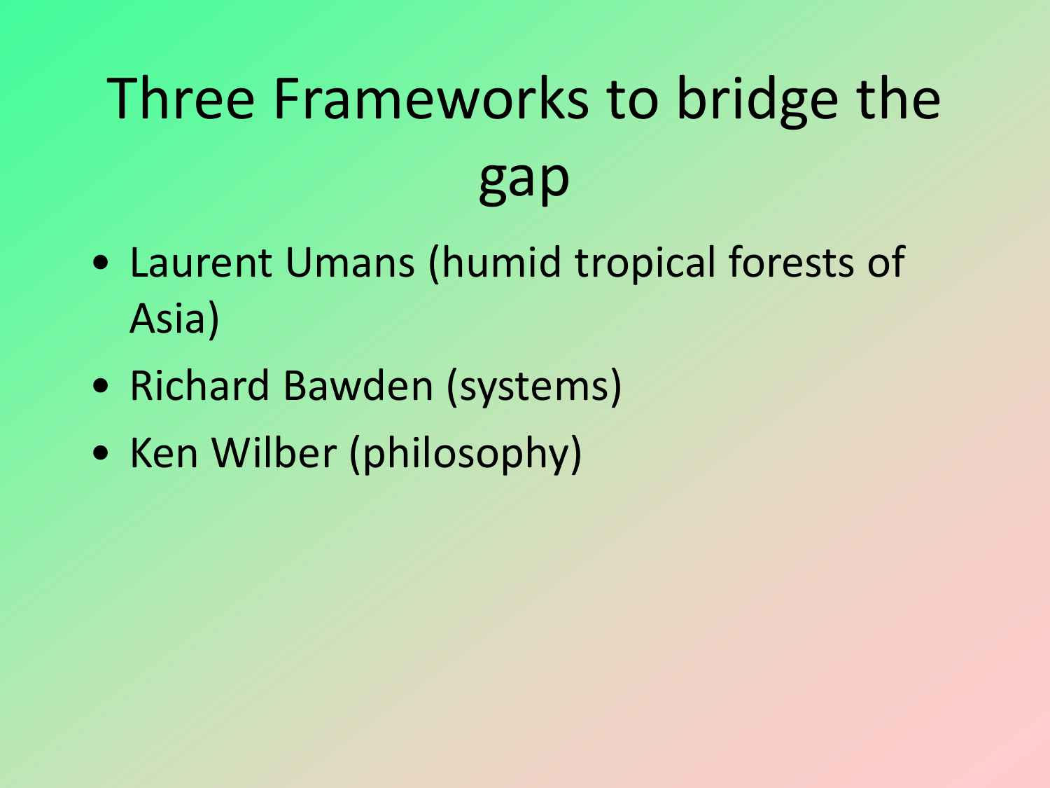# Three Frameworks to bridge the gap

- Laurent Umans (humid tropical forests of Asia)
- Richard Bawden (systems)
- Ken Wilber (philosophy)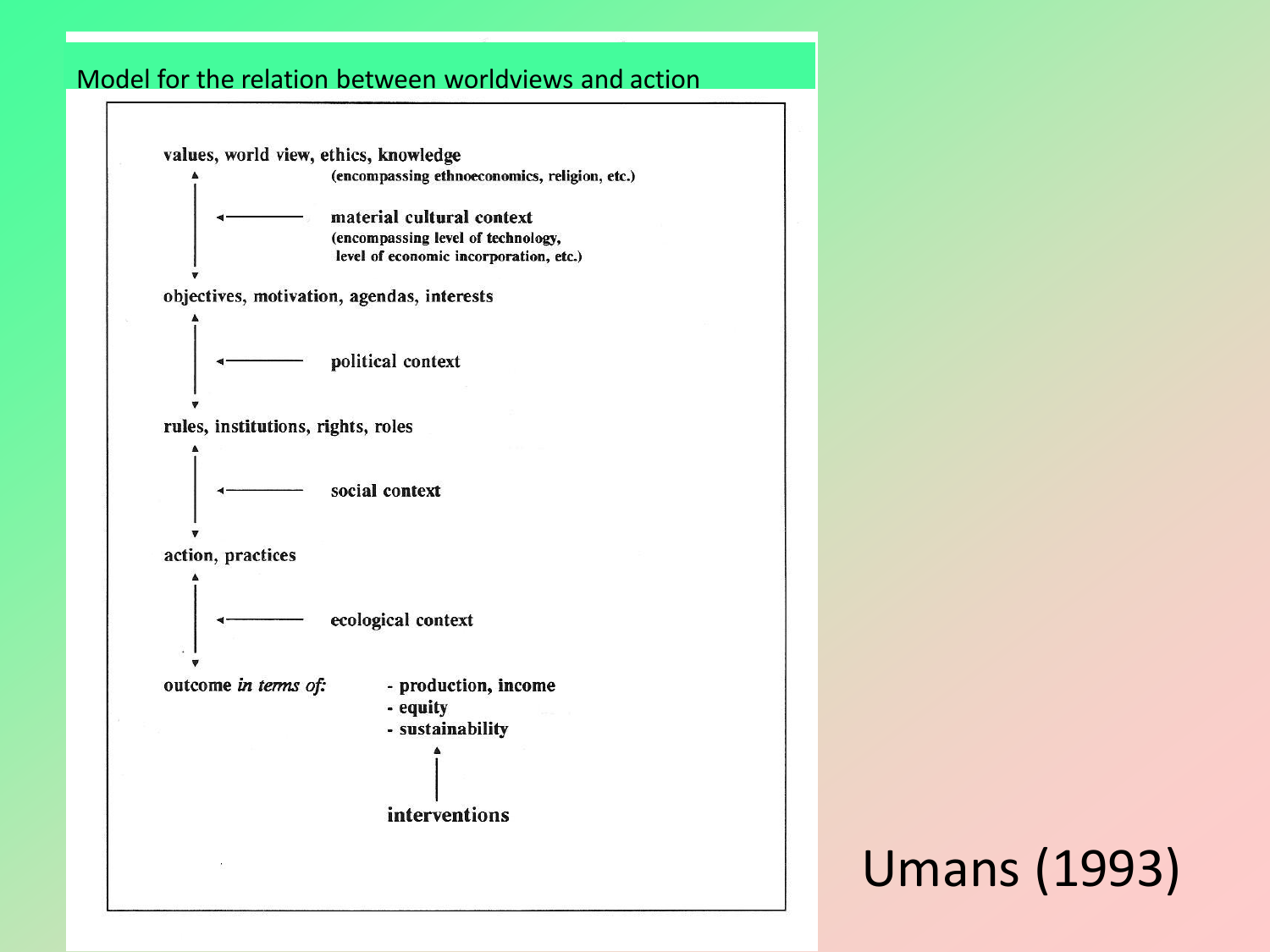## Model for the relation between worldviews and action

values, world view, ethics, knowledge
(encompassing ethnoeconomics, religion, etc.)

↕ ← **material cultural context**
(encompassing level of technology, level of economic incorporation, etc.)

objectives, motivation, agendas, interests

↕ ← **political context**

rules, institutions, rights, roles

↕ ← **social context**

action, practices

↕ ← **ecological context**

outcome *in terms of:*

- production, income
- equity
- sustainability

↑ **interventions**

Umans (1993)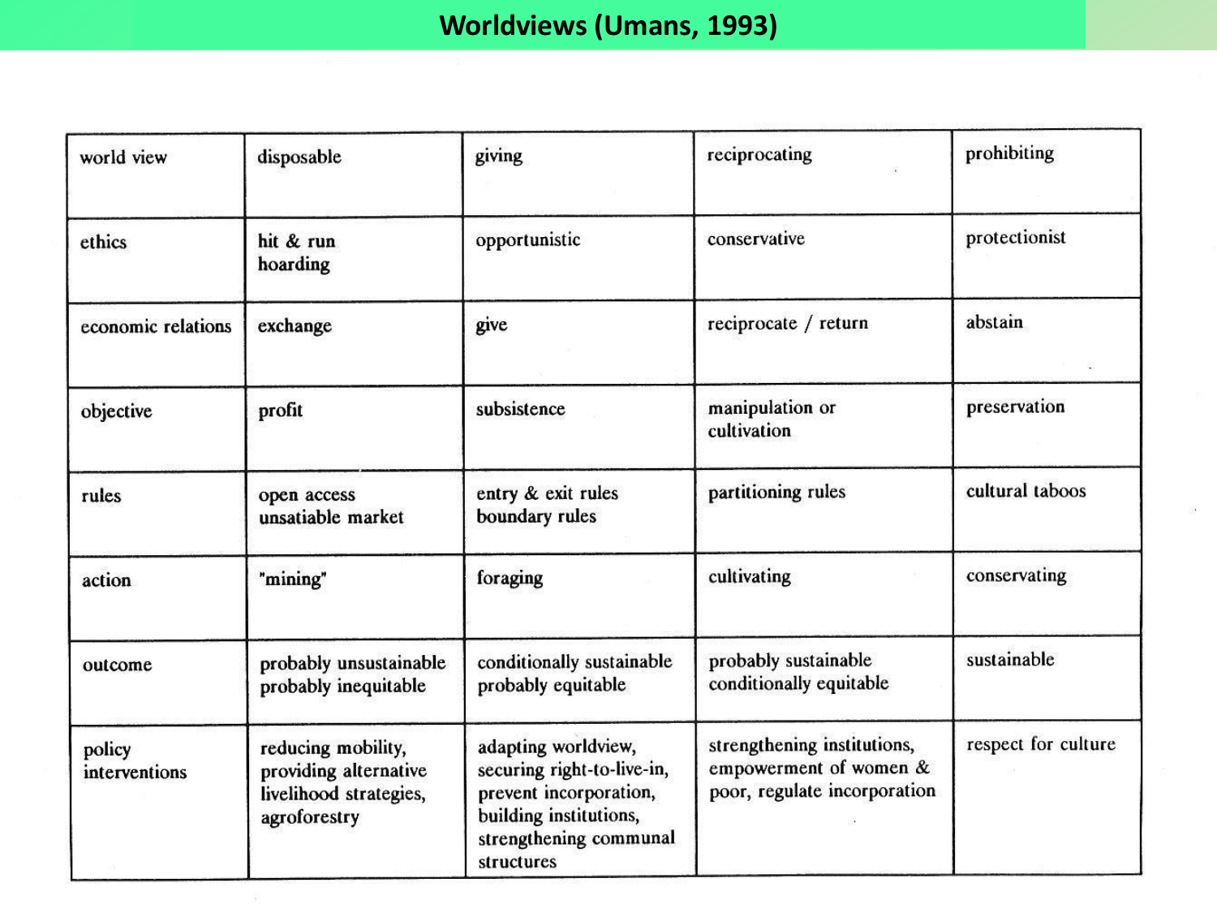# Worldviews (Umans, 1993)

| world view | disposable | giving | reciprocating | prohibiting |
|---|---|---|---|---|
| ethics | hit & run hoarding | opportunistic | conservative | protectionist |
| economic relations | exchange | give | reciprocate / return | abstain |
| objective | profit | subsistence | manipulation or cultivation | preservation |
| rules | open access unsatiable market | entry & exit rules boundary rules | partitioning rules | cultural taboos |
| action | "mining" | foraging | cultivating | conservating |
| outcome | probably unsustainable probably inequitable | conditionally sustainable probably equitable | probably sustainable conditionally equitable | sustainable |
| policy interventions | reducing mobility, providing alternative livelihood strategies, agroforestry | adapting worldview, securing right-to-live-in, prevent incorporation, building institutions, strengthening communal structures | strengthening institutions, empowerment of women & poor, regulate incorporation | respect for culture |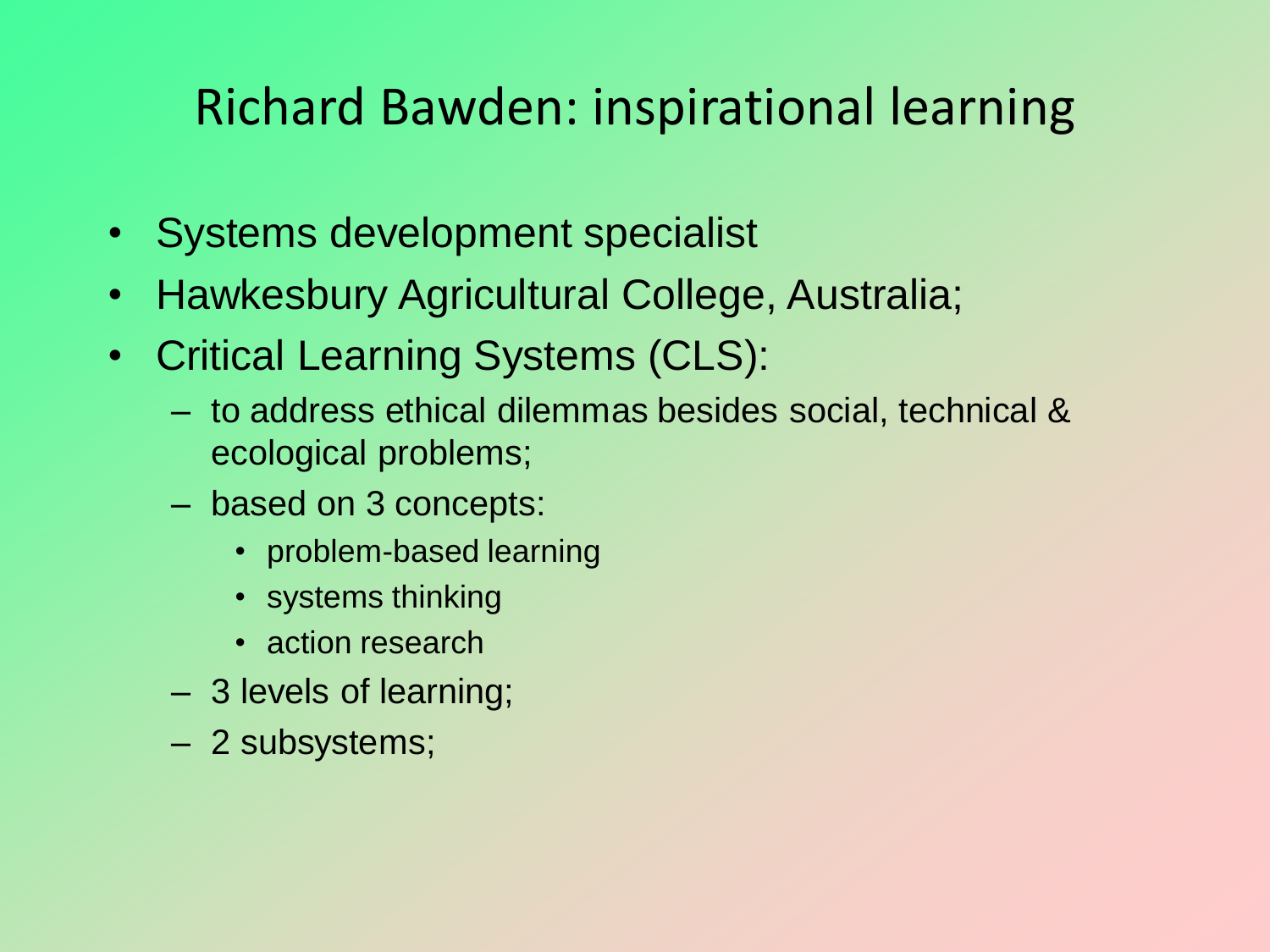# Richard Bawden: inspirational learning

- Systems development specialist
- Hawkesbury Agricultural College, Australia;
- Critical Learning Systems (CLS):
  - to address ethical dilemmas besides social, technical & ecological problems;
  - based on 3 concepts:
    - problem-based learning
    - systems thinking
    - action research
  - 3 levels of learning;
  - 2 subsystems;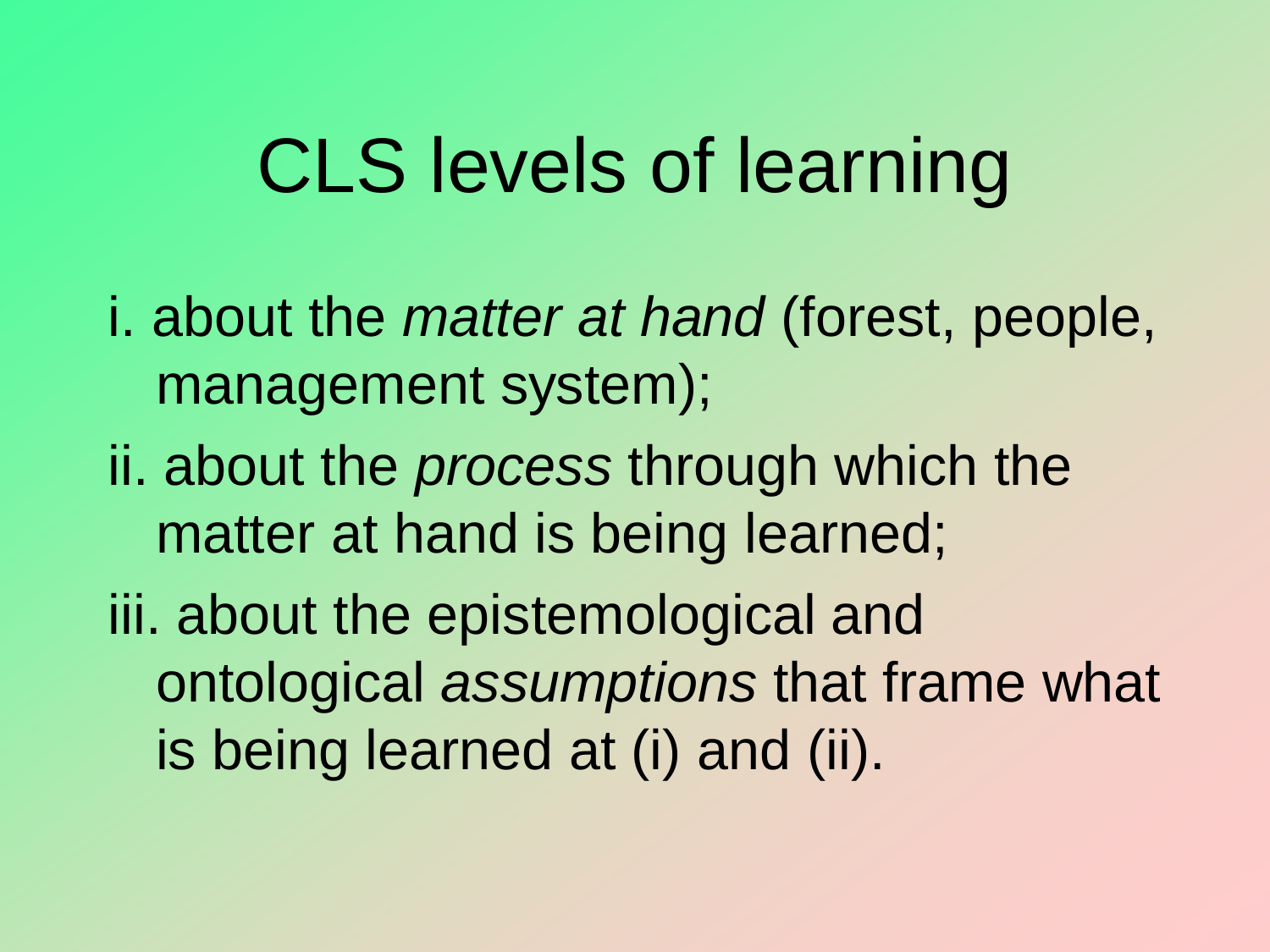# CLS levels of learning

i. about the *matter at hand* (forest, people, management system);

ii. about the *process* through which the matter at hand is being learned;

iii. about the epistemological and ontological *assumptions* that frame what is being learned at (i) and (ii).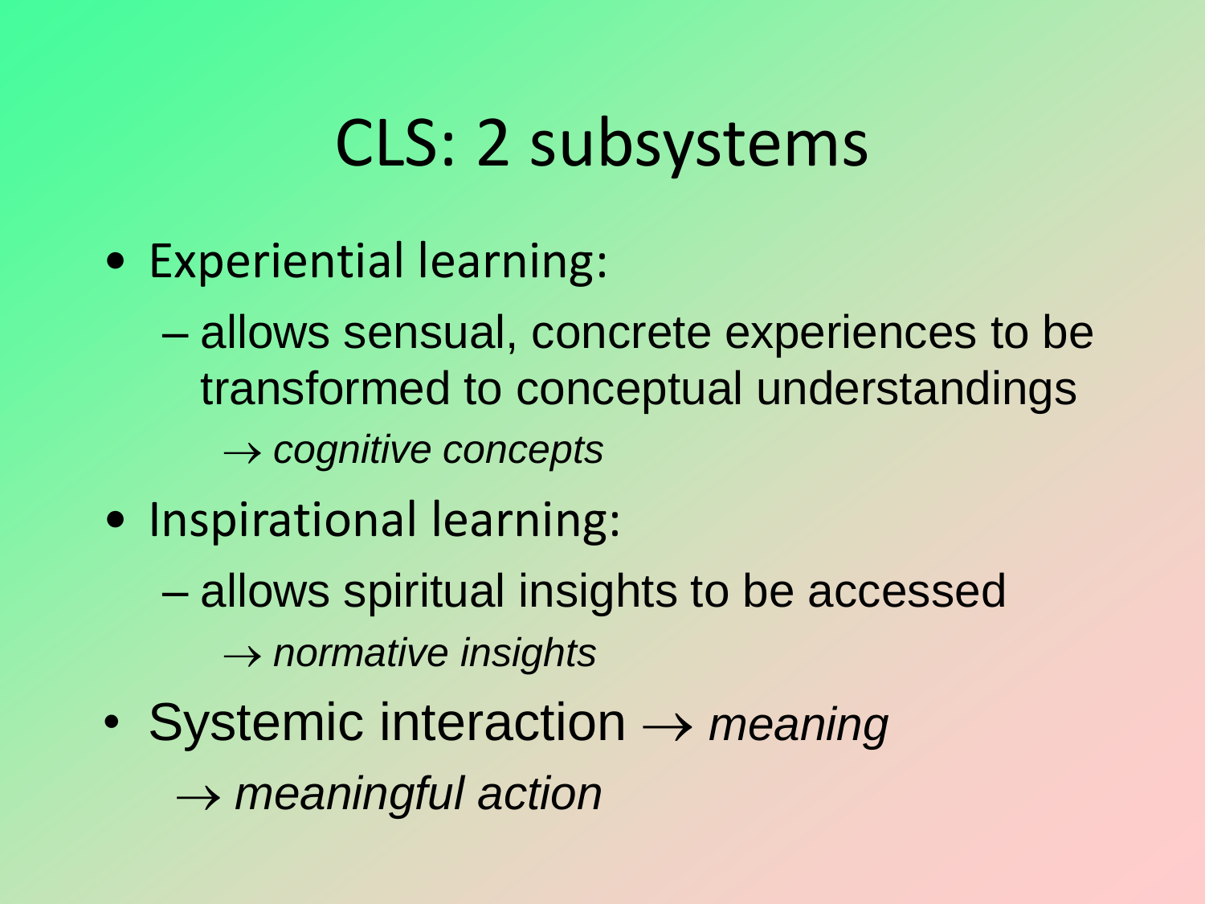# CLS: 2 subsystems

- Experiential learning:
  - allows sensual, concrete experiences to be transformed to conceptual understandings
    - $\rightarrow$ *cognitive concepts*
- Inspirational learning:
  - allows spiritual insights to be accessed
    - $\rightarrow$ *normative insights*
- Systemic interaction $\rightarrow$ *meaning*
  - $\rightarrow$ *meaningful action*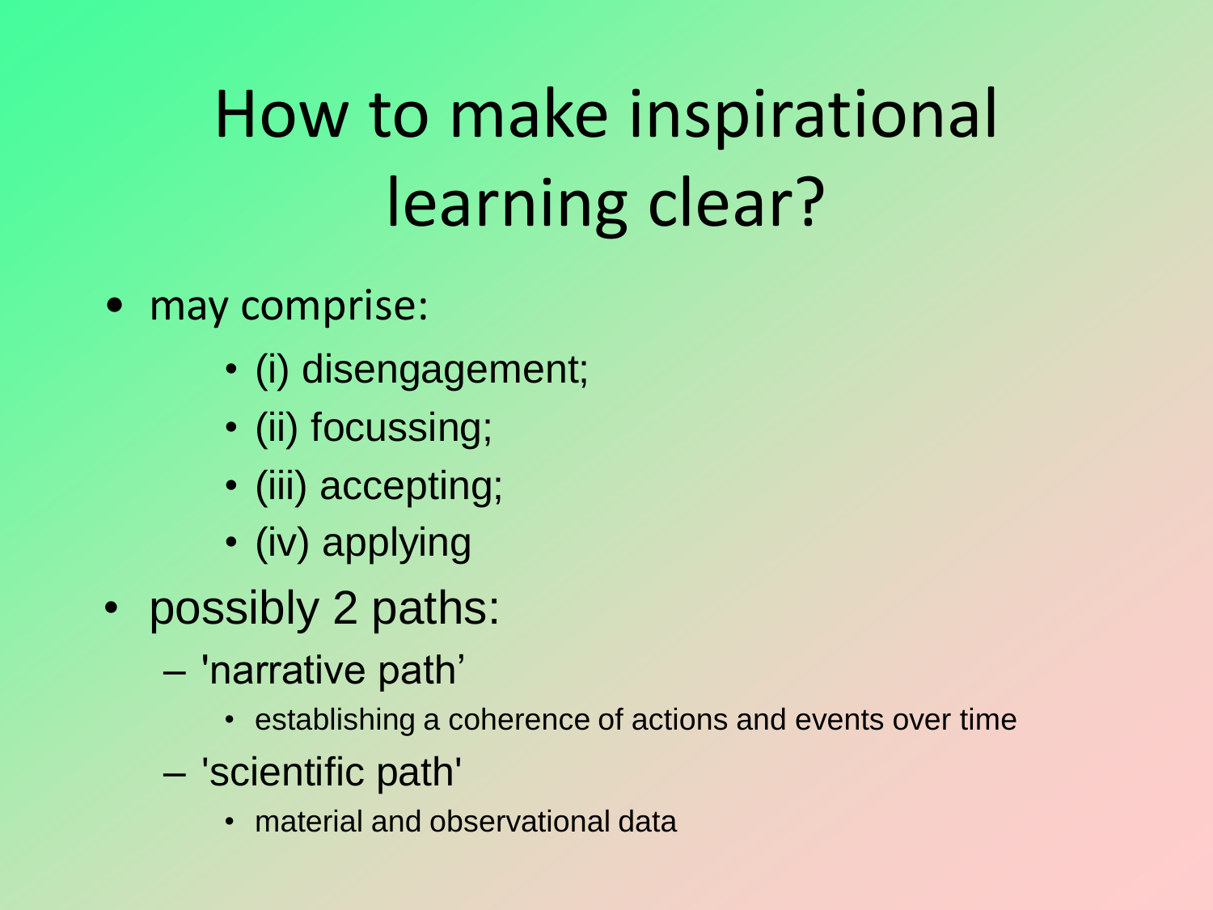# How to make inspirational learning clear?

- may comprise:
  - (i) disengagement;
  - (ii) focussing;
  - (iii) accepting;
  - (iv) applying
- possibly 2 paths:
  - 'narrative path'
    - establishing a coherence of actions and events over time
  - 'scientific path'
    - material and observational data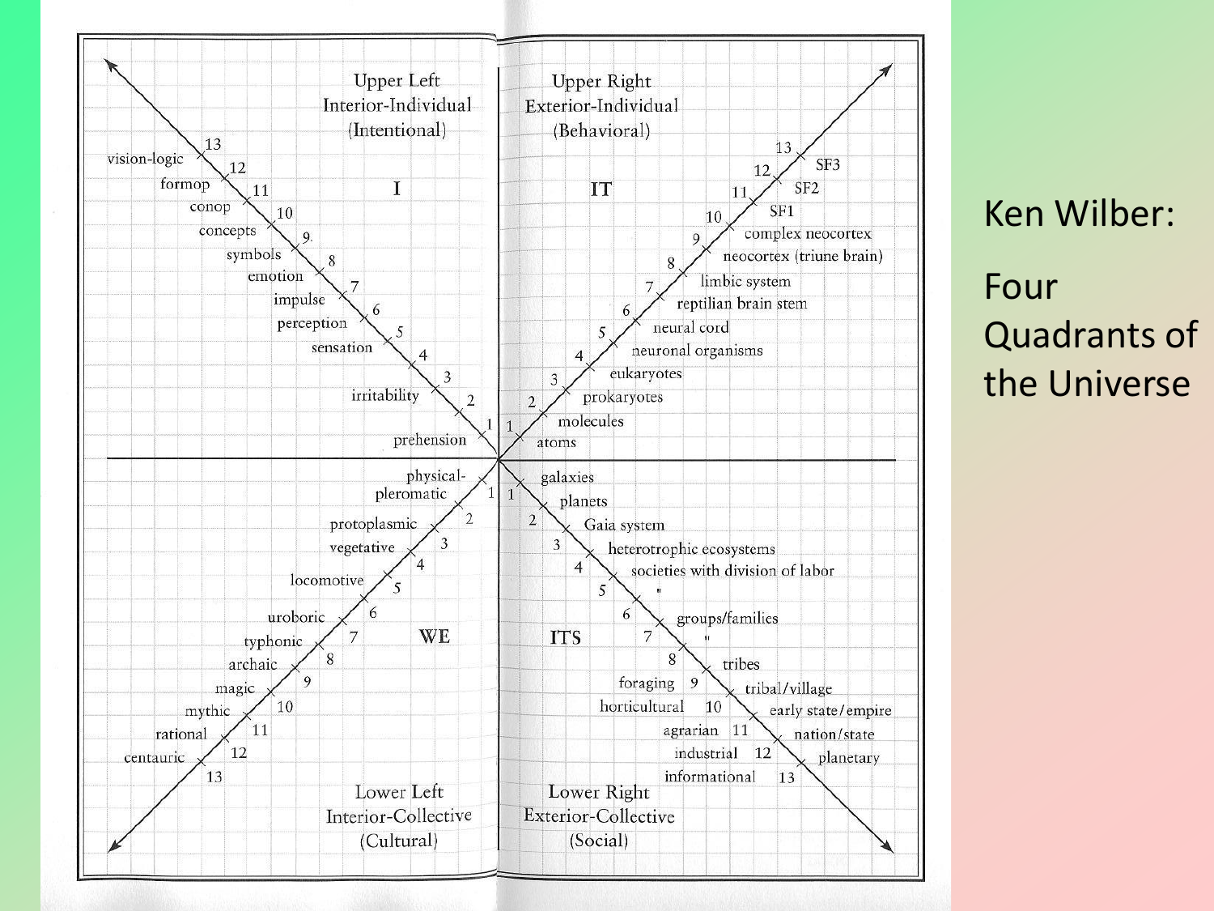# Ken Wilber:

# Four Quadrants of the Universe

| Upper Left: Interior-Individual (Intentional) — I | Upper Right: Exterior-Individual (Behavioral) — IT |
|---|---|
| 1 prehension | 1 atoms |
| 2 irritability | 2 molecules |
| 3 | 3 prokaryotes |
| 4 sensation | 4 eukaryotes |
| 5 perception | 5 neuronal organisms |
| 6 impulse | 6 neural cord |
| 7 emotion | 7 reptilian brain stem |
| 8 symbols | 8 limbic system |
| 9 concepts | 9 neocortex (triune brain) |
| 10 conop | 10 complex neocortex |
| 11 formop | 11 SF1 |
| 12 vision-logic | 12 SF2 |
| 13 | 13 SF3 |

| Lower Left: Interior-Collective (Cultural) — WE | Lower Right: Exterior-Collective (Social) — ITS |
|---|---|
| 1 physical-pleromatic | 1 galaxies |
| 2 protoplasmic | 2 planets |
| 3 vegetative | 3 Gaia system |
| 4 locomotive | 4 heterotrophic ecosystems |
| 5 uroboric | 5 societies with division of labor |
| 6 typhonic | 6 " |
| 7 archaic | 7 groups/families |
| 8 magic | 8 " |
| 9 mythic | 9 foraging — tribes |
| 10 rational | 10 horticultural — tribal/village |
| 11 centauric | 11 agrarian — early state/empire |
| 12 | 12 industrial — nation/state |
| 13 | 13 informational — planetary |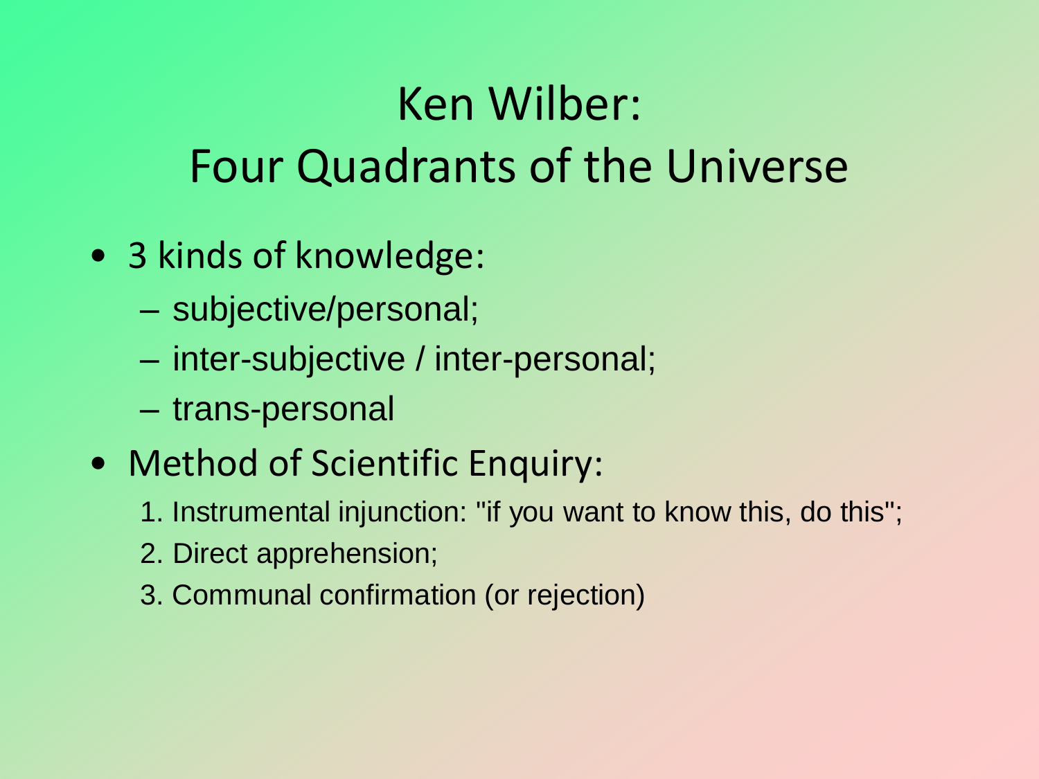# Ken Wilber: Four Quadrants of the Universe

- 3 kinds of knowledge:
  - subjective/personal;
  - inter-subjective / inter-personal;
  - trans-personal
- Method of Scientific Enquiry:
  1. Instrumental injunction: "if you want to know this, do this";
  2. Direct apprehension;
  3. Communal confirmation (or rejection)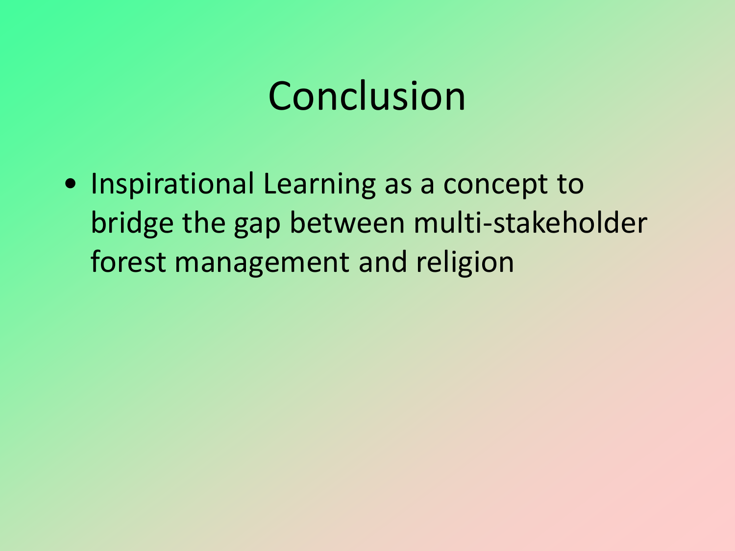# Conclusion

- Inspirational Learning as a concept to bridge the gap between multi-stakeholder forest management and religion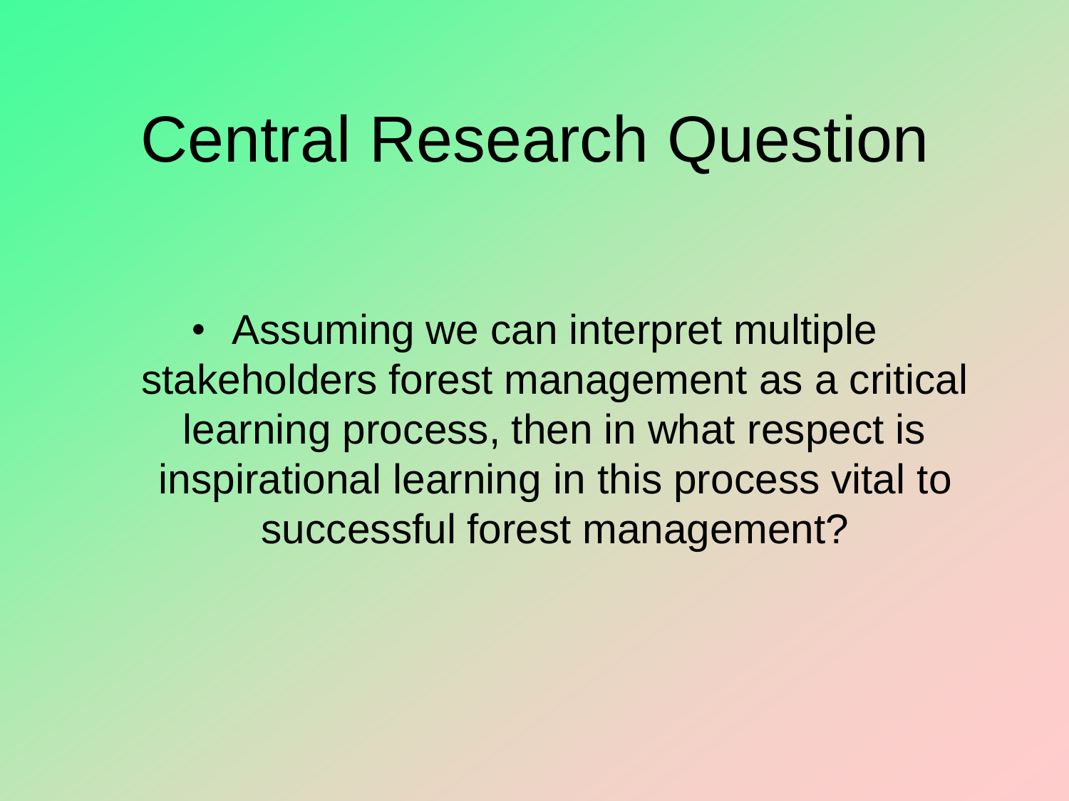# Central Research Question

- Assuming we can interpret multiple stakeholders forest management as a critical learning process, then in what respect is inspirational learning in this process vital to successful forest management?